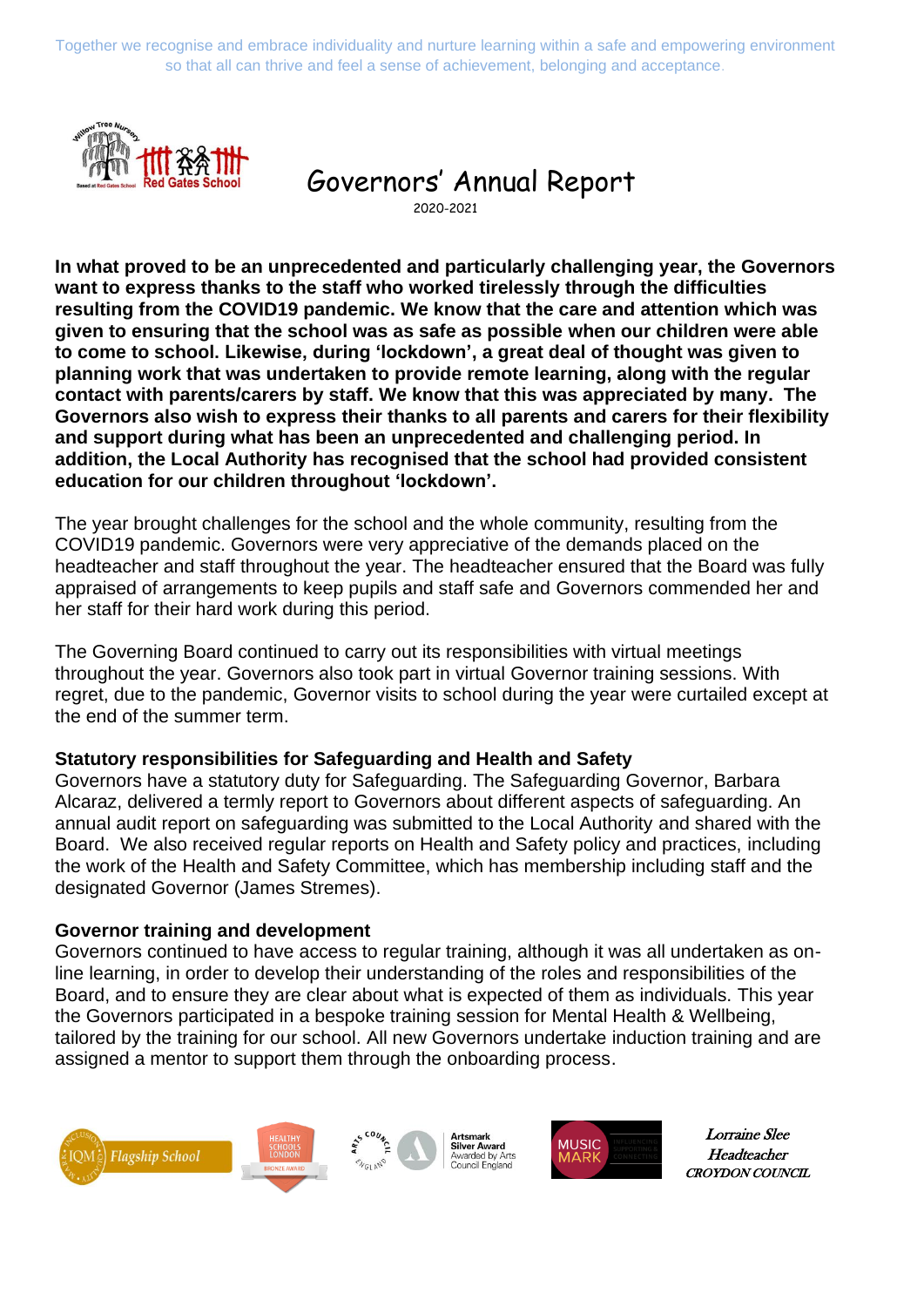Together we recognise and embrace individuality and nurture learning within a safe and empowering environment so that all can thrive and feel a sense of achievement, belonging and acceptance.

# Governors' Annual Report

2020-2021

**In what proved to be an unprecedented and particularly challenging year, the Governors want to express thanks to the staff who worked tirelessly through the difficulties resulting from the COVID19 pandemic. We know that the care and attention which was given to ensuring that the school was as safe as possible when our children were able to come to school. Likewise, during 'lockdown', a great deal of thought was given to planning work that was undertaken to provide remote learning, along with the regular contact with parents/carers by staff. We know that this was appreciated by many. The Governors also wish to express their thanks to all parents and carers for their flexibility and support during what has been an unprecedented and challenging period. In addition, the Local Authority has recognised that the school had provided consistent education for our children throughout 'lockdown'.**

The year brought challenges for the school and the whole community, resulting from the COVID19 pandemic. Governors were very appreciative of the demands placed on the headteacher and staff throughout the year. The headteacher ensured that the Board was fully appraised of arrangements to keep pupils and staff safe and Governors commended her and her staff for their hard work during this period.

The Governing Board continued to carry out its responsibilities with virtual meetings throughout the year. Governors also took part in virtual Governor training sessions. With regret, due to the pandemic, Governor visits to school during the year were curtailed except at the end of the summer term.

### Statutory responsibilities for Safeguarding and Health and Safety

Governors have a statutory duty for Safeguarding. The Safeguarding Governor, Barbara Alcaraz, delivered a termly report to Governors about different aspects of safeguarding. An annual audit report on safeguarding was submitted to the Local Authority and shared with the Board. We also received regular reports on Health and Safety policy and practices, including the work of the Health and Safety Committee, which has membership including staff and the designated Governor (James Stremes).

### Governor training and development

Governors continued to have access to regular training, although it was all undertaken as on-line learning, in order to develop their understanding of the roles and responsibilities of the Board, and to ensure they are clear about what is expected of them as individuals. This year the Governors participated in a bespoke training session for Mental Health & Wellbeing, tailored by the training for our school. All new Governors undertake induction training and are assigned a mentor to support them through the onboarding process.

*Lorraine Slee*
*Headteacher*
*CROYDON COUNCIL*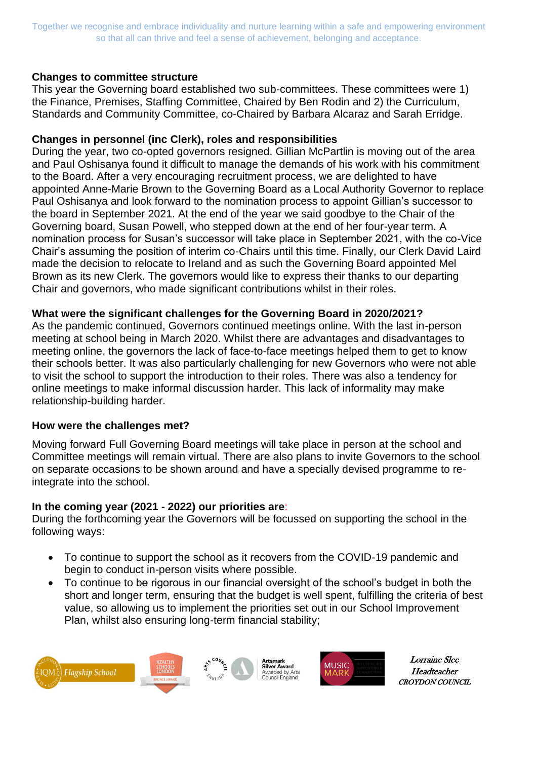Together we recognise and embrace individuality and nurture learning within a safe and empowering environment so that all can thrive and feel a sense of achievement, belonging and acceptance.

**Changes to committee structure**

This year the Governing board established two sub-committees. These committees were 1) the Finance, Premises, Staffing Committee, Chaired by Ben Rodin and 2) the Curriculum, Standards and Community Committee, co-Chaired by Barbara Alcaraz and Sarah Erridge.

**Changes in personnel (inc Clerk), roles and responsibilities**

During the year, two co-opted governors resigned. Gillian McPartlin is moving out of the area and Paul Oshisanya found it difficult to manage the demands of his work with his commitment to the Board. After a very encouraging recruitment process, we are delighted to have appointed Anne-Marie Brown to the Governing Board as a Local Authority Governor to replace Paul Oshisanya and look forward to the nomination process to appoint Gillian's successor to the board in September 2021. At the end of the year we said goodbye to the Chair of the Governing board, Susan Powell, who stepped down at the end of her four-year term. A nomination process for Susan's successor will take place in September 2021, with the co-Vice Chair's assuming the position of interim co-Chairs until this time. Finally, our Clerk David Laird made the decision to relocate to Ireland and as such the Governing Board appointed Mel Brown as its new Clerk. The governors would like to express their thanks to our departing Chair and governors, who made significant contributions whilst in their roles.

**What were the significant challenges for the Governing Board in 2020/2021?**

As the pandemic continued, Governors continued meetings online. With the last in-person meeting at school being in March 2020. Whilst there are advantages and disadvantages to meeting online, the governors the lack of face-to-face meetings helped them to get to know their schools better. It was also particularly challenging for new Governors who were not able to visit the school to support the introduction to their roles. There was also a tendency for online meetings to make informal discussion harder. This lack of informality may make relationship-building harder.

**How were the challenges met?**

Moving forward Full Governing Board meetings will take place in person at the school and Committee meetings will remain virtual. There are also plans to invite Governors to the school on separate occasions to be shown around and have a specially devised programme to re-integrate into the school.

**In the coming year (2021 - 2022) our priorities are**:

During the forthcoming year the Governors will be focussed on supporting the school in the following ways:

- To continue to support the school as it recovers from the COVID-19 pandemic and begin to conduct in-person visits where possible.
- To continue to be rigorous in our financial oversight of the school's budget in both the short and longer term, ensuring that the budget is well spent, fulfilling the criteria of best value, so allowing us to implement the priorities set out in our School Improvement Plan, whilst also ensuring long-term financial stability;

*Lorraine Slee*
*Headteacher*
*CROYDON COUNCIL*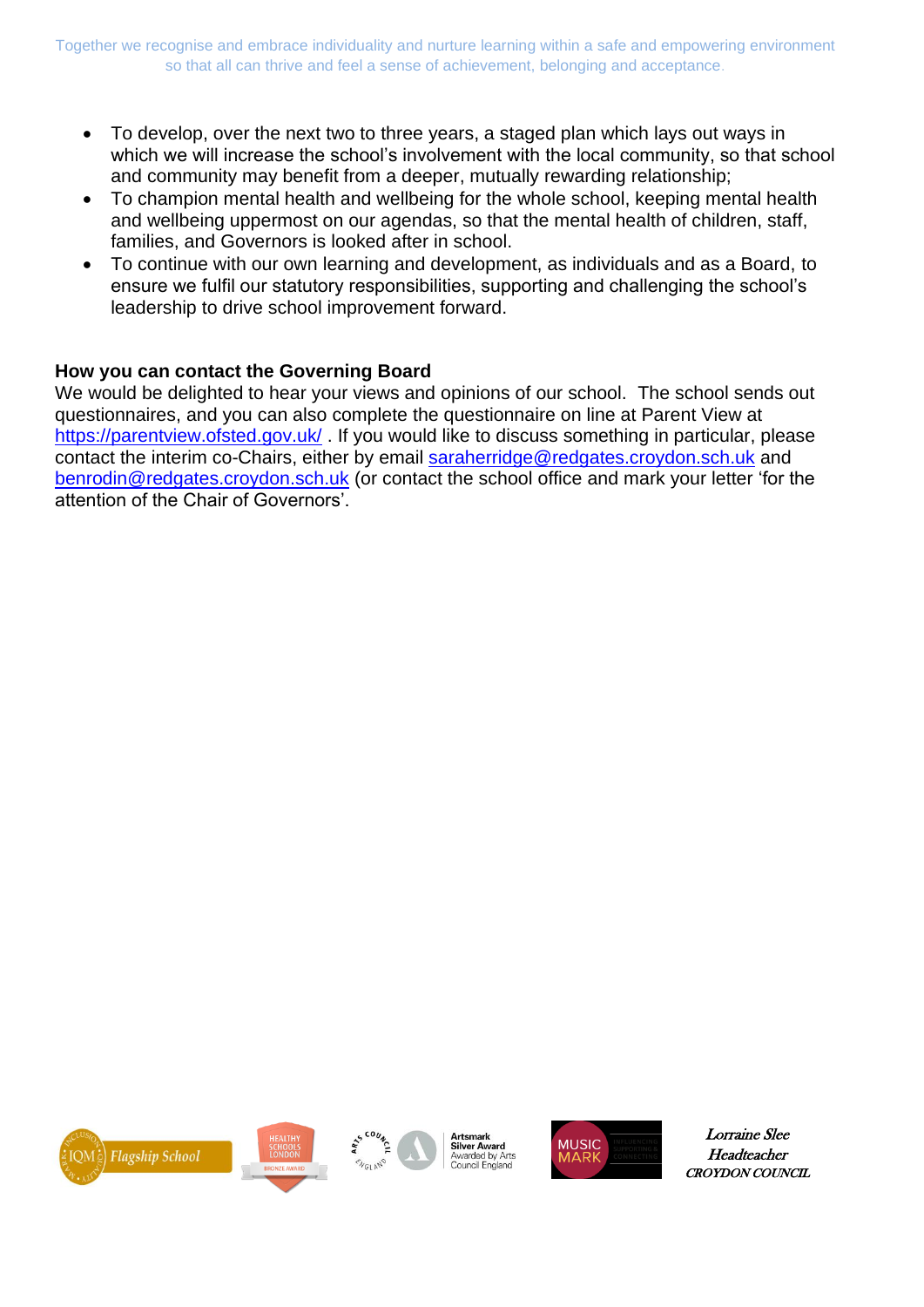- To develop, over the next two to three years, a staged plan which lays out ways in which we will increase the school's involvement with the local community, so that school and community may benefit from a deeper, mutually rewarding relationship;
- To champion mental health and wellbeing for the whole school, keeping mental health and wellbeing uppermost on our agendas, so that the mental health of children, staff, families, and Governors is looked after in school.
- To continue with our own learning and development, as individuals and as a Board, to ensure we fulfil our statutory responsibilities, supporting and challenging the school's leadership to drive school improvement forward.

**How you can contact the Governing Board**

We would be delighted to hear your views and opinions of our school. The school sends out questionnaires, and you can also complete the questionnaire on line at Parent View at https://parentview.ofsted.gov.uk/ . If you would like to discuss something in particular, please contact the interim co-Chairs, either by email saraherridge@redgates.croydon.sch.uk and benrodin@redgates.croydon.sch.uk (or contact the school office and mark your letter 'for the attention of the Chair of Governors'.